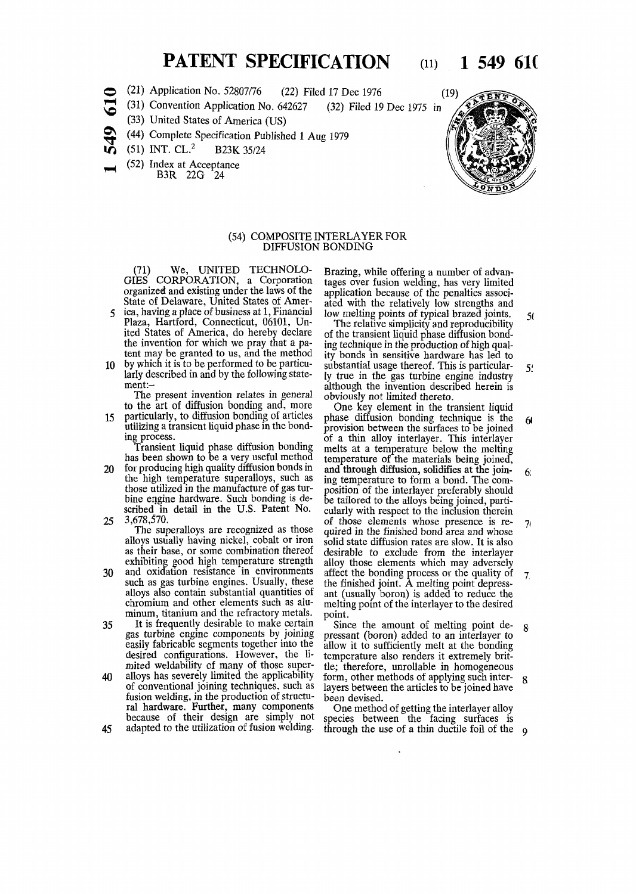# PATENT SPECIFICATION

(11) **1 549 610**

(21) Application No. 52807/76 (22) Filed 17 Dec 1976 (19)

(31) Convention Application No. 642627 (32) Filed 19 Dec 1975 in

(33) United States of America (US)

(44) Complete Specification Published 1 Aug 1979

(51) INT. CL.[2] B23K 35/24

(52) Index at Acceptance
B3R 22G 24

## (54) COMPOSITE INTERLAYER FOR DIFFUSION BONDING

(71) We, UNITED TECHNOLOGIES CORPORATION, a Corporation organized and existing under the laws of the State of Delaware, United States of America, having a place of business at 1, Financial Plaza, Hartford, Connecticut, 06101, United States of America, do hereby declare the invention for which we pray that a patent may be granted to us, and the method by which it is to be performed to be particularly described in and by the following statement:–

The present invention relates in general to the art of diffusion bonding and, more particularly, to diffusion bonding of articles utilizing a transient liquid phase in the bonding process.

Transient liquid phase diffusion bonding has been shown to be a very useful method for producing high quality diffusion bonds in the high temperature superalloys, such as those utilized in the manufacture of gas turbine engine hardware. Such bonding is described in detail in the U.S. Patent No. 3,678,570.

The superalloys are recognized as those alloys usually having nickel, cobalt or iron as their base, or some combination thereof exhibiting good high temperature strength and oxidation resistance in environments such as gas turbine engines. Usually, these alloys also contain substantial quantities of chromium and other elements such as aluminum, titanium and the refractory metals.

It is frequently desirable to make certain gas turbine engine components by joining easily fabricable segments together into the desired configurations. However, the limited weldability of many of those superalloys has severely limited the applicability of conventional joining techniques, such as fusion welding, in the production of structural hardware. Further, many components because of their design are simply not adapted to the utilization of fusion welding. Brazing, while offering a number of advantages over fusion welding, has very limited application because of the penalties associated with the relatively low strengths and low melting points of typical brazed joints.

The relative simplicity and reproducibility of the transient liquid phase diffusion bonding technique in the production of high quality bonds in sensitive hardware has led to substantial usage thereof. This is particularly true in the gas turbine engine industry although the invention described herein is obviously not limited thereto.

One key element in the transient liquid phase diffusion bonding technique is the provision between the surfaces to be joined of a thin alloy interlayer. This interlayer melts at a temperature below the melting temperature of the materials being joined, and through diffusion, solidifies at the joining temperature to form a bond. The composition of the interlayer preferably should be tailored to the alloys being joined, particularly with respect to the inclusion therein of those elements whose presence is required in the finished bond area and whose solid state diffusion rates are slow. It is also desirable to exclude from the interlayer alloy those elements which may adversely affect the bonding process or the quality of the finished joint. A melting point depressant (usually boron) is added to reduce the melting point of the interlayer to the desired point.

Since the amount of melting point depressant (boron) added to an interlayer to allow it to sufficiently melt at the bonding temperature also renders it extremely brittle; therefore, unrollable in homogeneous form, other methods of applying such interlayers between the articles to be joined have been devised.

One method of getting the interlayer alloy species between the facing surfaces is through the use of a thin ductile foil of the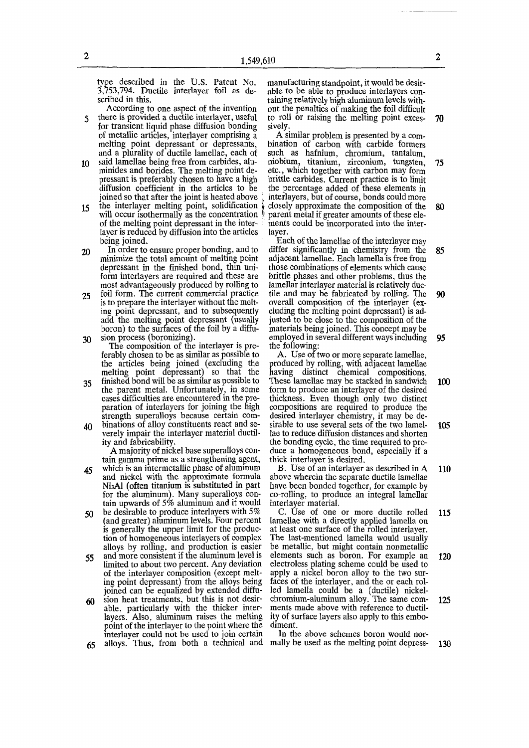type described in the U.S. Patent No. 3,753,794. Ductile interlayer foil as described in this.

According to one aspect of the invention there is provided a ductile interlayer, useful for transient liquid phase diffusion bonding of metallic articles, interlayer comprising a melting point depressant or depressants, and a plurality of ductile lamellae, each of said lamellae being free from carbides, aluminides and borides. The melting point depressant is preferably chosen to have a high diffusion coefficient in the articles to be joined so that after the joint is heated above the interlayer melting point, solidification will occur isothermally as the concentration of the melting point depressant in the interlayer is reduced by diffusion into the articles being joined.

In order to ensure proper bonding, and to minimize the total amount of melting point depressant in the finished bond, thin uniform interlayers are required and these are most advantageously produced by rolling to foil form. The current commercial practice is to prepare the interlayer without the melting point depressant, and to subsequently add the melting point depressant (usually boron) to the surfaces of the foil by a diffusion process (boronizing).

The composition of the interlayer is preferably chosen to be as similar as possible to the articles being joined (excluding the melting point depressant) so that the finished bond will be as similar as possible to the parent metal. Unfortunately, in some cases difficulties are encountered in the preparation of interlayers for joining the high strength superalloys because certain combinations of alloy constituents react and severely impair the interlayer material ductility and fabricability.

A majority of nickel base superalloys contain gamma prime as a strengthening agent, which is an intermetallic phase of aluminum and nickel with the approximate formula $Ni_3Al$ (often titanium is substituted in part for the aluminum). Many superalloys contain upwards of 5% aluminum and it would be desirable to produce interlayers with 5% (and greater) aluminum levels. Four percent is generally the upper limit for the production of homogeneous interlayers of complex alloys by rolling, and production is easier and more consistent if the aluminum level is limited to about two percent. Any deviation of the interlayer composition (except melting point depressant) from the alloys being joined can be equalized by extended diffusion heat treatments, but this is not desirable, particularly with the thicker interlayers. Also, aluminum raises the melting point of the interlayer to the point where the interlayer could not be used to join certain alloys. Thus, from both a technical and manufacturing standpoint, it would be desirable to be able to produce interlayers containing relatively high aluminum levels without the penalties of making the foil difficult to roll or raising the melting point excessively.

A similar problem is presented by a combination of carbon with carbide formers such as hafnium, chromium, tantalum, niobium, titanium, zirconium, tungsten, etc., which together with carbon may form brittle carbides. Current practice is to limit the percentage added of these elements in interlayers, but of course, bonds could more closely approximate the composition of the parent metal if greater amounts of these elements could be incorporated into the interlayer.

Each of the lamellae of the interlayer may differ significantly in chemistry from the adjacent lamellae. Each lamella is free from those combinations of elements which cause brittle phases and other problems, thus the lamellar interlayer material is relatively ductile and may be fabricated by rolling. The overall composition of the interlayer (excluding the melting point depressant) is adjusted to be close to the composition of the materials being joined. This concept may be employed in several different ways including the following:

A. Use of two or more separate lamellae, produced by rolling, with adjacent lamellae having distinct chemical compositions. These lamellae may be stacked in sandwich form to produce an interlayer of the desired thickness. Even though only two distinct compositions are required to produce the desired interlayer chemistry, it may be desirable to use several sets of the two lamellae to reduce diffusion distances and shorten the bonding cycle, the time required to produce a homogeneous bond, especially if a thick interlayer is desired.

B. Use of an interlayer as described in A above wherein the separate ductile lamellae have been bonded together, for example by co-rolling, to produce an integral lamellar interlayer material.

C. Use of one or more ductile rolled lamellae with a directly applied lamella on at least one surface of the rolled interlayer. The last-mentioned lamella would usually be metallic, but might contain nonmetallic elements such as boron. For example an electroless plating scheme could be used to apply a nickel boron alloy to the two surfaces of the interlayer, and the or each rolled lamella could be a (ductile) nickel-chromium-aluminum alloy. The same comments made above with reference to ductility of surface layers also apply to this embodiment.

In the above schemes boron would normally be used as the melting point depress-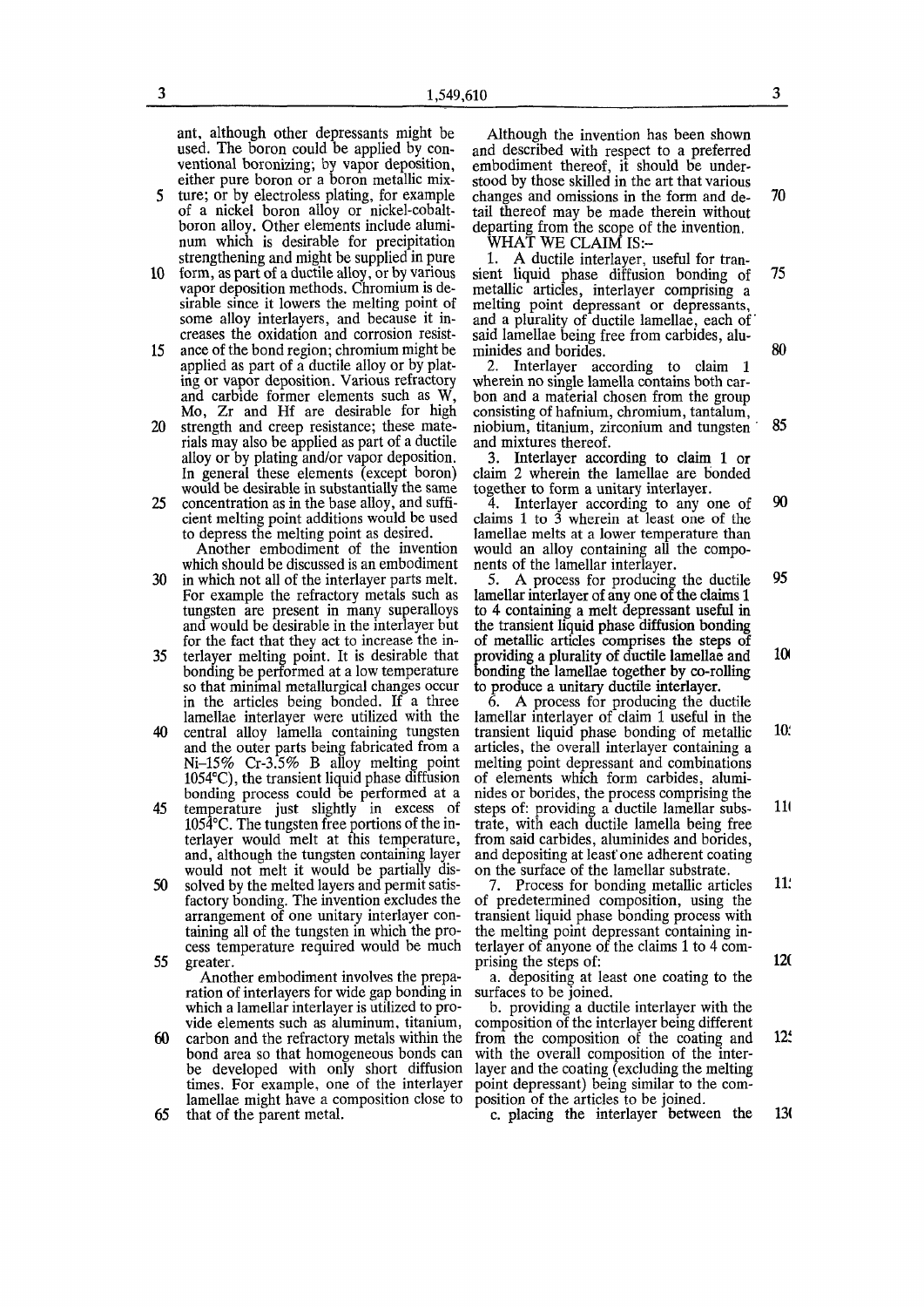ant, although other depressants might be used. The boron could be applied by conventional boronizing; by vapor deposition, either pure boron or a boron metallic mixture; or by electroless plating, for example of a nickel boron alloy or nickel-cobalt-boron alloy. Other elements include aluminum which is desirable for precipitation strengthening and might be supplied in pure form, as part of a ductile alloy, or by various vapor deposition methods. Chromium is desirable since it lowers the melting point of some alloy interlayers, and because it increases the oxidation and corrosion resistance of the bond region; chromium might be applied as part of a ductile alloy or by plating or vapor deposition. Various refractory and carbide former elements such as W, Mo, Zr and Hf are desirable for high strength and creep resistance; these materials may also be applied as part of a ductile alloy or by plating and/or vapor deposition. In general these elements (except boron) would be desirable in substantially the same concentration as in the base alloy, and sufficient melting point additions would be used to depress the melting point as desired.

Another embodiment of the invention which should be discussed is an embodiment in which not all of the interlayer parts melt. For example the refractory metals such as tungsten are present in many superalloys and would be desirable in the interlayer but for the fact that they act to increase the interlayer melting point. It is desirable that bonding be performed at a low temperature so that minimal metallurgical changes occur in the articles being bonded. If a three lamellae interlayer were utilized with the central alloy lamella containing tungsten and the outer parts being fabricated from a Ni–15% Cr–3.5% B alloy melting point 1054°C), the transient liquid phase diffusion bonding process could be performed at a temperature just slightly in excess of 1054°C. The tungsten free portions of the interlayer would melt at this temperature, and, although the tungsten containing layer would not melt it would be partially dissolved by the melted layers and permit satisfactory bonding. The invention excludes the arrangement of one unitary interlayer containing all of the tungsten in which the process temperature required would be much greater.

Another embodiment involves the preparation of interlayers for wide gap bonding in which a lamellar interlayer is utilized to provide elements such as aluminum, titanium, carbon and the refractory metals within the bond area so that homogeneous bonds can be developed with only short diffusion times. For example, one of the interlayer lamellae might have a composition close to that of the parent metal.

Although the invention has been shown and described with respect to a preferred embodiment thereof, it should be understood by those skilled in the art that various changes and omissions in the form and detail thereof may be made therein without departing from the scope of the invention.

WHAT WE CLAIM IS:–

1. A ductile interlayer, useful for transient liquid phase diffusion bonding of metallic articles, interlayer comprising a melting point depressant or depressants, and a plurality of ductile lamellae, each of said lamellae being free from carbides, aluminides and borides.

2. Interlayer according to claim 1 wherein no single lamella contains both carbon and a material chosen from the group consisting of hafnium, chromium, tantalum, niobium, titanium, zirconium and tungsten and mixtures thereof.

3. Interlayer according to claim 1 or claim 2 wherein the lamellae are bonded together to form a unitary interlayer.

4. Interlayer according to any one of claims 1 to 3 wherein at least one of the lamellae melts at a lower temperature than would an alloy containing all the components of the lamellar interlayer.

5. A process for producing the ductile lamellar interlayer of any one of the claims 1 to 4 containing a melt depressant useful in the transient liquid phase diffusion bonding of metallic articles comprises the steps of providing a plurality of ductile lamellae and bonding the lamellae together by co-rolling to produce a unitary ductile interlayer.

6. A process for producing the ductile lamellar interlayer of claim 1 useful in the transient liquid phase bonding of metallic articles, the overall interlayer containing a melting point depressant and combinations of elements which form carbides, aluminides or borides, the process comprising the steps of: providing a ductile lamellar substrate, with each ductile lamella being free from said carbides, aluminides and borides, and depositing at least one adherent coating on the surface of the lamellar substrate.

7. Process for bonding metallic articles of predetermined composition, using the transient liquid phase bonding process with the melting point depressant containing interlayer of anyone of the claims 1 to 4 comprising the steps of:

a. depositing at least one coating to the surfaces to be joined.

b. providing a ductile interlayer with the composition of the interlayer being different from the composition of the coating and with the overall composition of the interlayer and the coating (excluding the melting point depressant) being similar to the composition of the articles to be joined.

c. placing the interlayer between the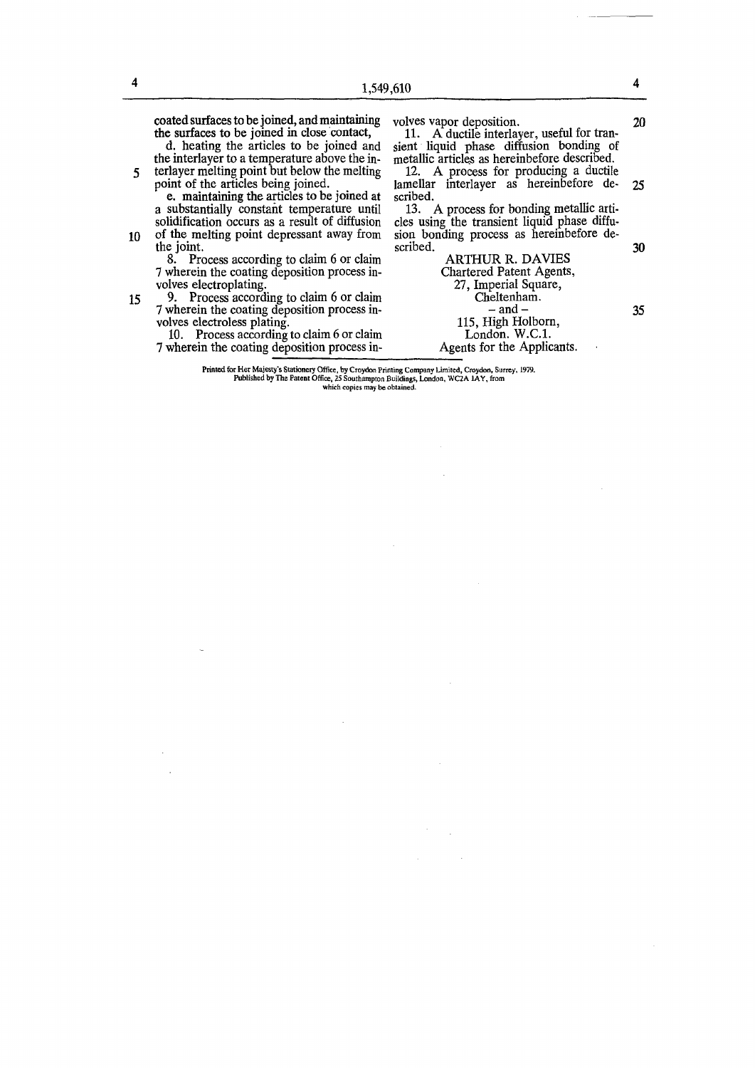coated surfaces to be joined, and maintaining the surfaces to be joined in close contact,

d. heating the articles to be joined and the interlayer to a temperature above the interlayer melting point but below the melting point of the articles being joined.

e. maintaining the articles to be joined at a substantially constant temperature until solidification occurs as a result of diffusion of the melting point depressant away from the joint.

8. Process according to claim 6 or claim 7 wherein the coating deposition process involves electroplating.

9. Process according to claim 6 or claim 7 wherein the coating deposition process involves electroless plating.

10. Process according to claim 6 or claim 7 wherein the coating deposition process involves vapor deposition.

11. A ductile interlayer, useful for transient liquid phase diffusion bonding of metallic articles as hereinbefore described.

12. A process for producing a ductile lamellar interlayer as hereinbefore described.

13. A process for bonding metallic articles using the transient liquid phase diffusion bonding process as hereinbefore described.

ARTHUR R. DAVIES
Chartered Patent Agents,
27, Imperial Square,
Cheltenham.
– and –
115, High Holborn,
London. W.C.1.
Agents for the Applicants.

Printed for Her Majesty's Stationery Office, by Croydon Printing Company Limited, Croydon, Surrey, 1979.
Published by The Patent Office, 25 Southampton Buildings, London, WC2A 1AY, from which copies may be obtained.